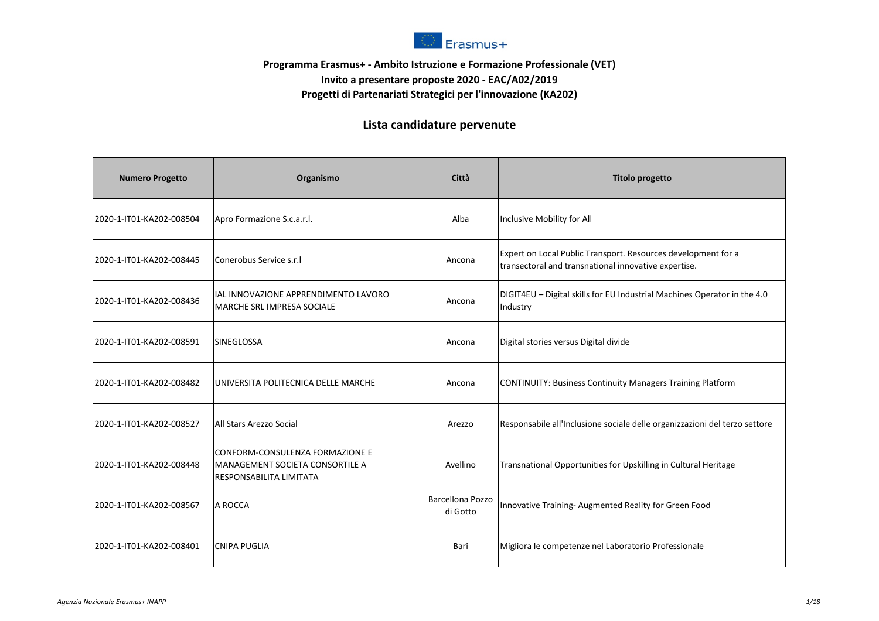Erasmus+

**Programma Erasmus+ - Ambito Istruzione e Formazione Professionale (VET)**
**Invito a presentare proposte 2020 - EAC/A02/2019**
**Progetti di Partenariati Strategici per l'innovazione (KA202)**

## Lista candidature pervenute

| Numero Progetto | Organismo | Città | Titolo progetto |
|---|---|---|---|
| 2020-1-IT01-KA202-008504 | Apro Formazione S.c.a.r.l. | Alba | Inclusive Mobility for All |
| 2020-1-IT01-KA202-008445 | Conerobus Service s.r.l | Ancona | Expert on Local Public Transport. Resources development for a transectoral and transnational innovative expertise. |
| 2020-1-IT01-KA202-008436 | IAL INNOVAZIONE APPRENDIMENTO LAVORO MARCHE SRL IMPRESA SOCIALE | Ancona | DIGIT4EU – Digital skills for EU Industrial Machines Operator in the 4.0 Industry |
| 2020-1-IT01-KA202-008591 | SINEGLOSSA | Ancona | Digital stories versus Digital divide |
| 2020-1-IT01-KA202-008482 | UNIVERSITA POLITECNICA DELLE MARCHE | Ancona | CONTINUITY: Business Continuity Managers Training Platform |
| 2020-1-IT01-KA202-008527 | All Stars Arezzo Social | Arezzo | Responsabile all'Inclusione sociale delle organizzazioni del terzo settore |
| 2020-1-IT01-KA202-008448 | CONFORM-CONSULENZA FORMAZIONE E MANAGEMENT SOCIETA CONSORTILE A RESPONSABILITA LIMITATA | Avellino | Transnational Opportunities for Upskilling in Cultural Heritage |
| 2020-1-IT01-KA202-008567 | A ROCCA | Barcellona Pozzo di Gotto | Innovative Training- Augmented Reality for Green Food |
| 2020-1-IT01-KA202-008401 | CNIPA PUGLIA | Bari | Migliora le competenze nel Laboratorio Professionale |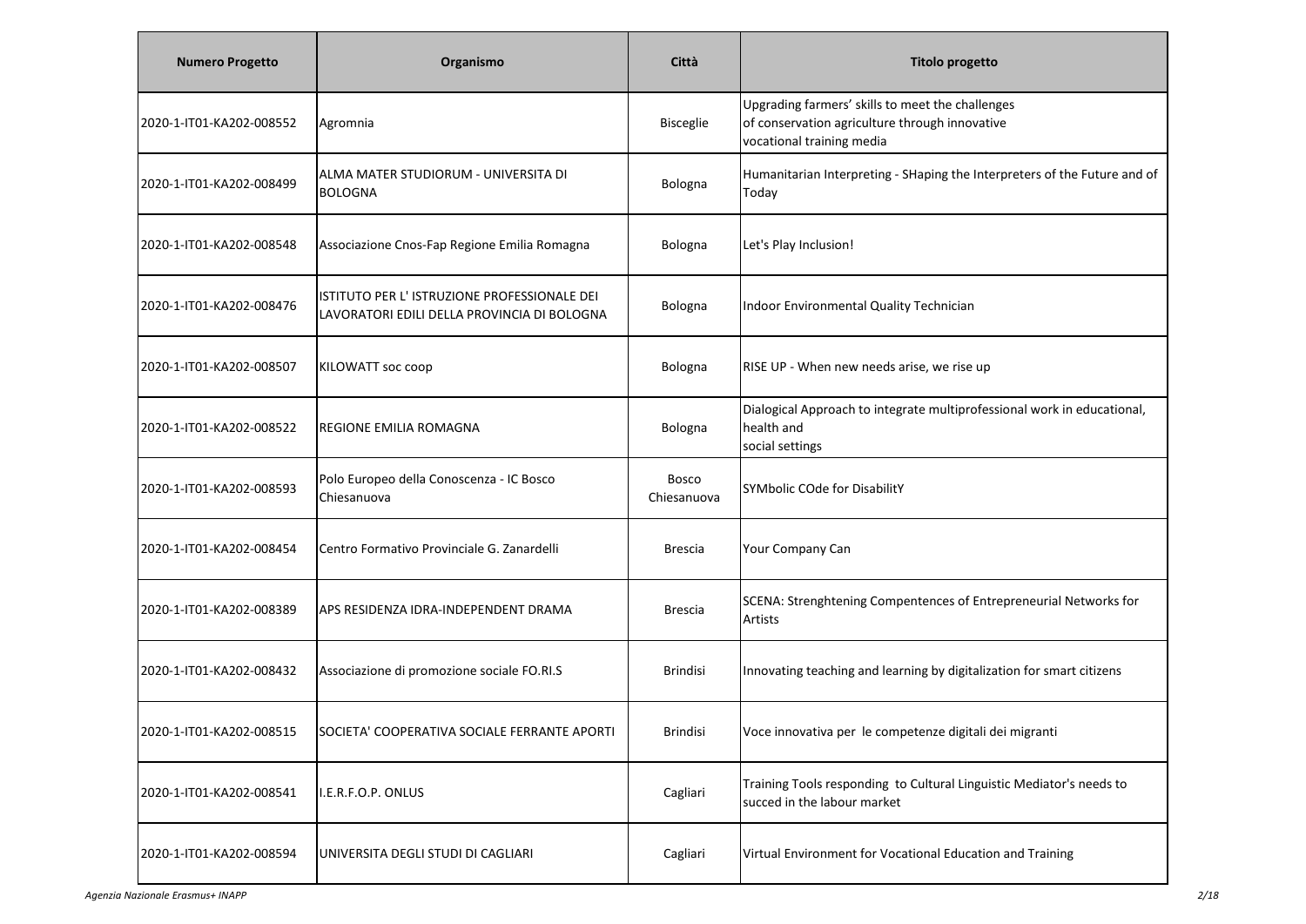| Numero Progetto | Organismo | Città | Titolo progetto |
|---|---|---|---|
| 2020-1-IT01-KA202-008552 | Agromnia | Bisceglie | Upgrading farmers’ skills to meet the challenges of conservation agriculture through innovative vocational training media |
| 2020-1-IT01-KA202-008499 | ALMA MATER STUDIORUM - UNIVERSITA DI BOLOGNA | Bologna | Humanitarian Interpreting - SHaping the Interpreters of the Future and of Today |
| 2020-1-IT01-KA202-008548 | Associazione Cnos-Fap Regione Emilia Romagna | Bologna | Let's Play Inclusion! |
| 2020-1-IT01-KA202-008476 | ISTITUTO PER L' ISTRUZIONE PROFESSIONALE DEI LAVORATORI EDILI DELLA PROVINCIA DI BOLOGNA | Bologna | Indoor Environmental Quality Technician |
| 2020-1-IT01-KA202-008507 | KILOWATT soc coop | Bologna | RISE UP - When new needs arise, we rise up |
| 2020-1-IT01-KA202-008522 | REGIONE EMILIA ROMAGNA | Bologna | Dialogical Approach to integrate multiprofessional work in educational, health and social settings |
| 2020-1-IT01-KA202-008593 | Polo Europeo della Conoscenza - IC Bosco Chiesanuova | Bosco Chiesanuova | SYMbolic COde for DisabilitY |
| 2020-1-IT01-KA202-008454 | Centro Formativo Provinciale G. Zanardelli | Brescia | Your Company Can |
| 2020-1-IT01-KA202-008389 | APS RESIDENZA IDRA-INDEPENDENT DRAMA | Brescia | SCENA: Strenghtening Compentences of Entrepreneurial Networks for Artists |
| 2020-1-IT01-KA202-008432 | Associazione di promozione sociale FO.RI.S | Brindisi | Innovating teaching and learning by digitalization for smart citizens |
| 2020-1-IT01-KA202-008515 | SOCIETA' COOPERATIVA SOCIALE FERRANTE APORTI | Brindisi | Voce innovativa per le competenze digitali dei migranti |
| 2020-1-IT01-KA202-008541 | I.E.R.F.O.P. ONLUS | Cagliari | Training Tools responding to Cultural Linguistic Mediator's needs to succed in the labour market |
| 2020-1-IT01-KA202-008594 | UNIVERSITA DEGLI STUDI DI CAGLIARI | Cagliari | Virtual Environment for Vocational Education and Training |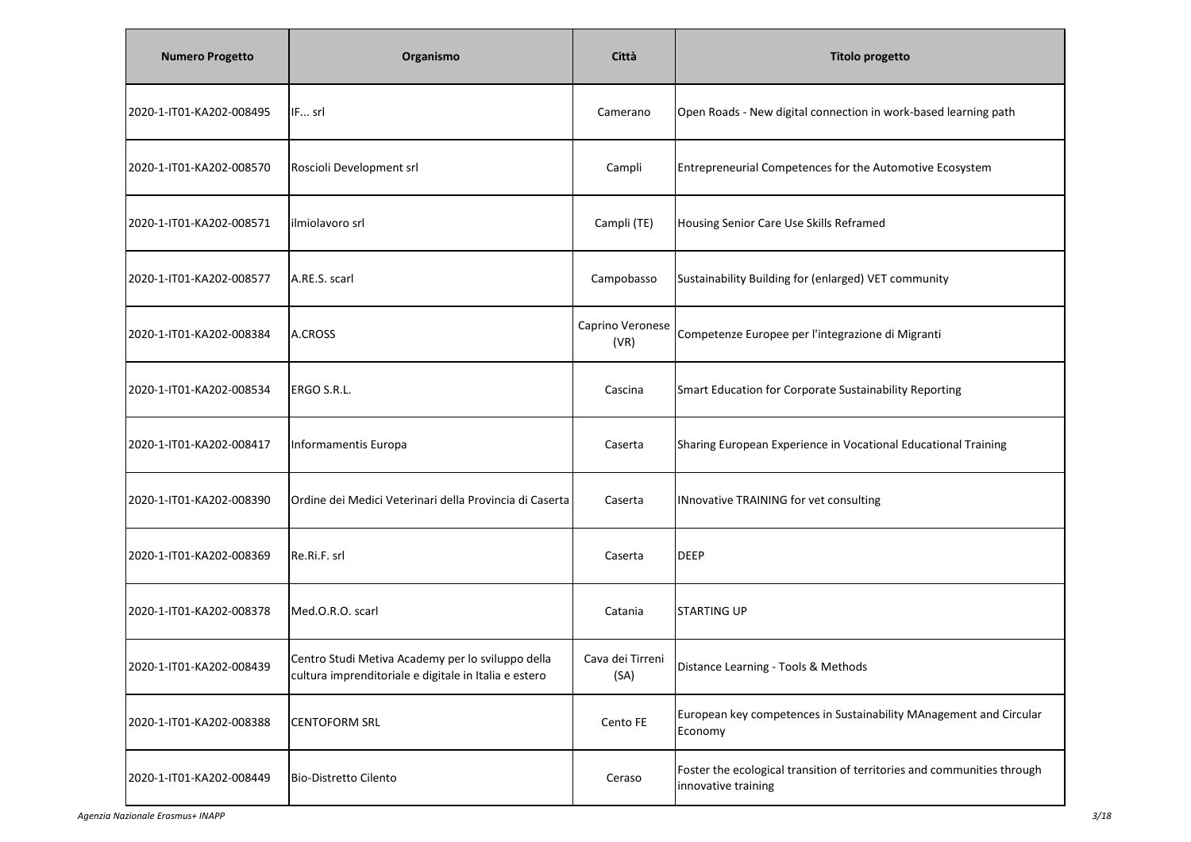| Numero Progetto | Organismo | Città | Titolo progetto |
|---|---|---|---|
| 2020-1-IT01-KA202-008495 | IF... srl | Camerano | Open Roads - New digital connection in work-based learning path |
| 2020-1-IT01-KA202-008570 | Roscioli Development srl | Campli | Entrepreneurial Competences for the Automotive Ecosystem |
| 2020-1-IT01-KA202-008571 | ilmiolavoro srl | Campli (TE) | Housing Senior Care Use Skills Reframed |
| 2020-1-IT01-KA202-008577 | A.RE.S. scarl | Campobasso | Sustainability Building for (enlarged) VET community |
| 2020-1-IT01-KA202-008384 | A.CROSS | Caprino Veronese (VR) | Competenze Europee per l'integrazione di Migranti |
| 2020-1-IT01-KA202-008534 | ERGO S.R.L. | Cascina | Smart Education for Corporate Sustainability Reporting |
| 2020-1-IT01-KA202-008417 | Informamentis Europa | Caserta | Sharing European Experience in Vocational Educational Training |
| 2020-1-IT01-KA202-008390 | Ordine dei Medici Veterinari della Provincia di Caserta | Caserta | INnovative TRAINING for vet consulting |
| 2020-1-IT01-KA202-008369 | Re.Ri.F. srl | Caserta | DEEP |
| 2020-1-IT01-KA202-008378 | Med.O.R.O. scarl | Catania | STARTING UP |
| 2020-1-IT01-KA202-008439 | Centro Studi Metiva Academy per lo sviluppo della cultura imprenditoriale e digitale in Italia e estero | Cava dei Tirreni (SA) | Distance Learning - Tools & Methods |
| 2020-1-IT01-KA202-008388 | CENTOFORM SRL | Cento FE | European key competences in Sustainability MAnagement and Circular Economy |
| 2020-1-IT01-KA202-008449 | Bio-Distretto Cilento | Ceraso | Foster the ecological transition of territories and communities through innovative training |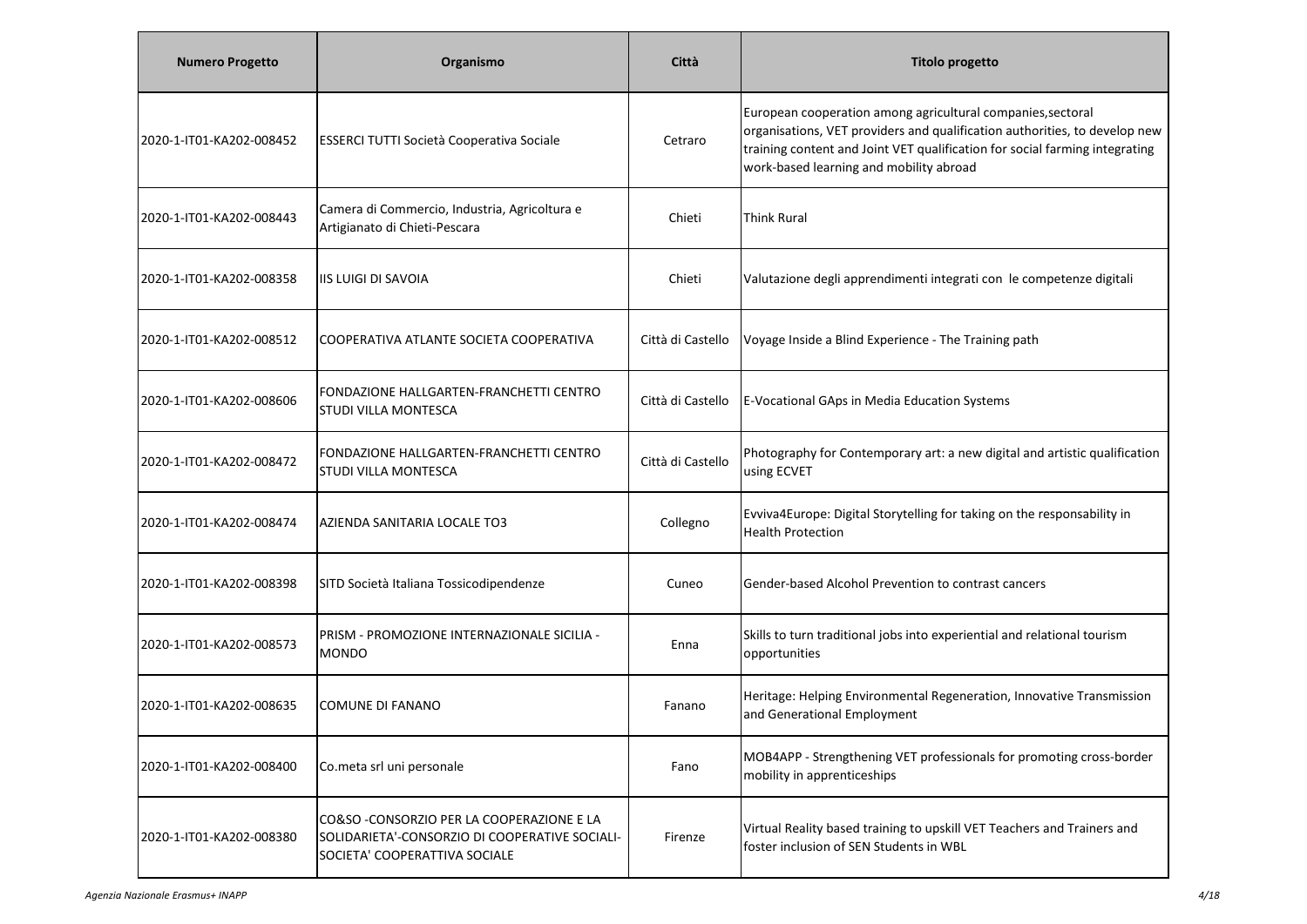| Numero Progetto | Organismo | Città | Titolo progetto |
|---|---|---|---|
| 2020-1-IT01-KA202-008452 | ESSERCI TUTTI Società Cooperativa Sociale | Cetraro | European cooperation among agricultural companies,sectoral organisations, VET providers and qualification authorities, to develop new training content and Joint VET qualification for social farming integrating work-based learning and mobility abroad |
| 2020-1-IT01-KA202-008443 | Camera di Commercio, Industria, Agricoltura e Artigianato di Chieti-Pescara | Chieti | Think Rural |
| 2020-1-IT01-KA202-008358 | IIS LUIGI DI SAVOIA | Chieti | Valutazione degli apprendimenti integrati con le competenze digitali |
| 2020-1-IT01-KA202-008512 | COOPERATIVA ATLANTE SOCIETA COOPERATIVA | Città di Castello | Voyage Inside a Blind Experience - The Training path |
| 2020-1-IT01-KA202-008606 | FONDAZIONE HALLGARTEN-FRANCHETTI CENTRO STUDI VILLA MONTESCA | Città di Castello | E-Vocational GAps in Media Education Systems |
| 2020-1-IT01-KA202-008472 | FONDAZIONE HALLGARTEN-FRANCHETTI CENTRO STUDI VILLA MONTESCA | Città di Castello | Photography for Contemporary art: a new digital and artistic qualification using ECVET |
| 2020-1-IT01-KA202-008474 | AZIENDA SANITARIA LOCALE TO3 | Collegno | Evviva4Europe: Digital Storytelling for taking on the responsability in Health Protection |
| 2020-1-IT01-KA202-008398 | SITD Società Italiana Tossicodipendenze | Cuneo | Gender-based Alcohol Prevention to contrast cancers |
| 2020-1-IT01-KA202-008573 | PRISM - PROMOZIONE INTERNAZIONALE SICILIA - MONDO | Enna | Skills to turn traditional jobs into experiential and relational tourism opportunities |
| 2020-1-IT01-KA202-008635 | COMUNE DI FANANO | Fanano | Heritage: Helping Environmental Regeneration, Innovative Transmission and Generational Employment |
| 2020-1-IT01-KA202-008400 | Co.meta srl uni personale | Fano | MOB4APP - Strengthening VET professionals for promoting cross-border mobility in apprenticeships |
| 2020-1-IT01-KA202-008380 | CO&SO -CONSORZIO PER LA COOPERAZIONE E LA SOLIDARIETA'-CONSORZIO DI COOPERATIVE SOCIALI-SOCIETA' COOPERATTIVA SOCIALE | Firenze | Virtual Reality based training to upskill VET Teachers and Trainers and foster inclusion of SEN Students in WBL |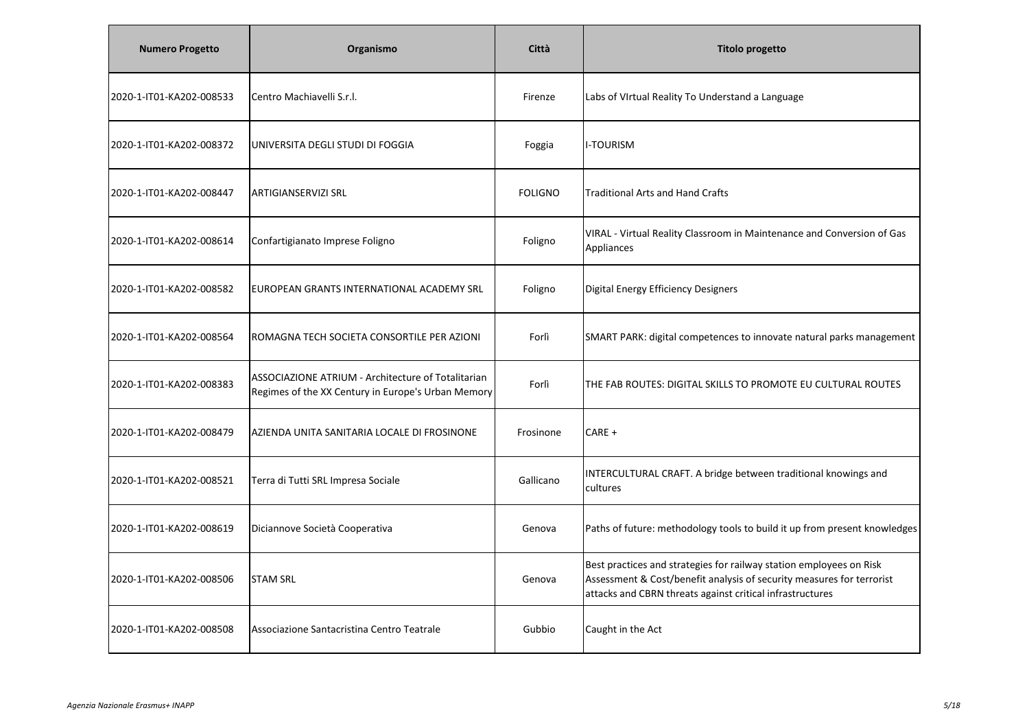| Numero Progetto | Organismo | Città | Titolo progetto |
|---|---|---|---|
| 2020-1-IT01-KA202-008533 | Centro Machiavelli S.r.l. | Firenze | Labs of VIrtual Reality To Understand a Language |
| 2020-1-IT01-KA202-008372 | UNIVERSITA DEGLI STUDI DI FOGGIA | Foggia | I-TOURISM |
| 2020-1-IT01-KA202-008447 | ARTIGIANSERVIZI SRL | FOLIGNO | Traditional Arts and Hand Crafts |
| 2020-1-IT01-KA202-008614 | Confartigianato Imprese Foligno | Foligno | VIRAL - Virtual Reality Classroom in Maintenance and Conversion of Gas Appliances |
| 2020-1-IT01-KA202-008582 | EUROPEAN GRANTS INTERNATIONAL ACADEMY SRL | Foligno | Digital Energy Efficiency Designers |
| 2020-1-IT01-KA202-008564 | ROMAGNA TECH SOCIETA CONSORTILE PER AZIONI | Forlì | SMART PARK: digital competences to innovate natural parks management |
| 2020-1-IT01-KA202-008383 | ASSOCIAZIONE ATRIUM - Architecture of Totalitarian Regimes of the XX Century in Europe's Urban Memory | Forlì | THE FAB ROUTES: DIGITAL SKILLS TO PROMOTE EU CULTURAL ROUTES |
| 2020-1-IT01-KA202-008479 | AZIENDA UNITA SANITARIA LOCALE DI FROSINONE | Frosinone | CARE + |
| 2020-1-IT01-KA202-008521 | Terra di Tutti SRL Impresa Sociale | Gallicano | INTERCULTURAL CRAFT. A bridge between traditional knowings and cultures |
| 2020-1-IT01-KA202-008619 | Diciannove Società Cooperativa | Genova | Paths of future: methodology tools to build it up from present knowledges |
| 2020-1-IT01-KA202-008506 | STAM SRL | Genova | Best practices and strategies for railway station employees on Risk Assessment & Cost/benefit analysis of security measures for terrorist attacks and CBRN threats against critical infrastructures |
| 2020-1-IT01-KA202-008508 | Associazione Santacristina Centro Teatrale | Gubbio | Caught in the Act |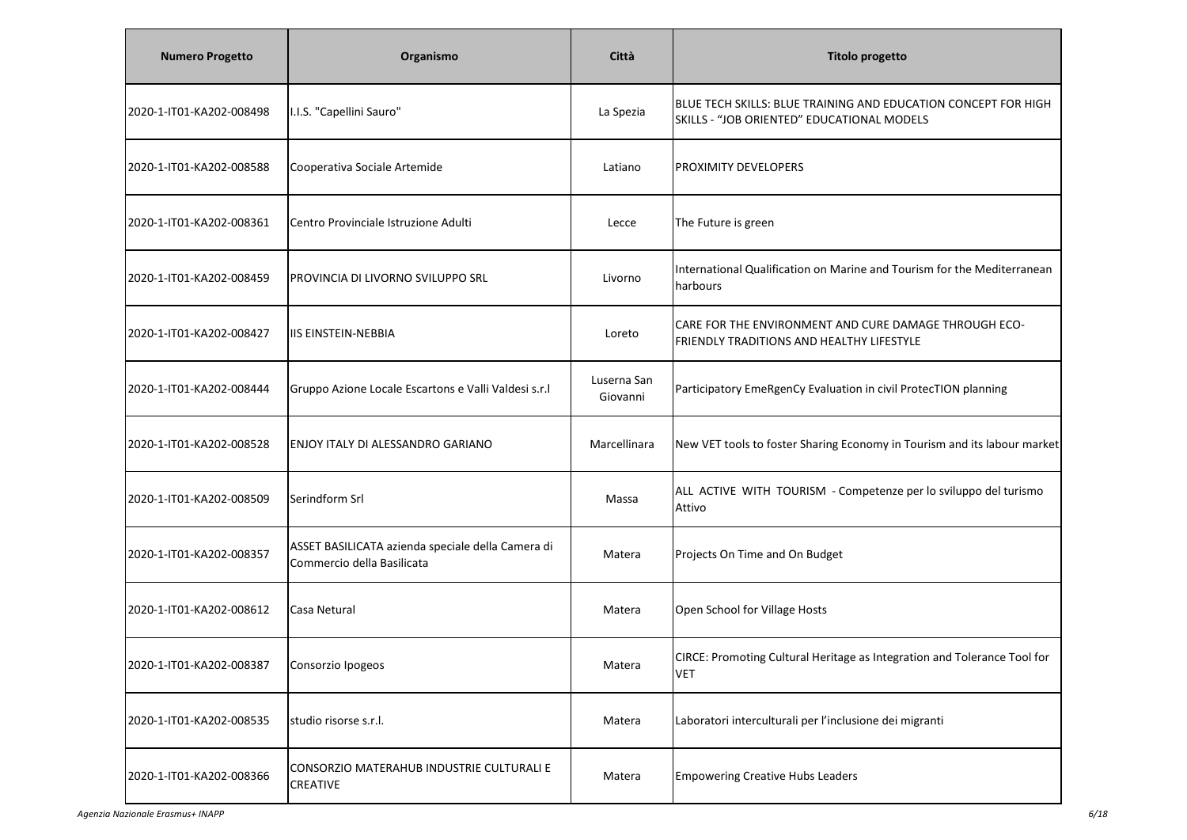| Numero Progetto | Organismo | Città | Titolo progetto |
|---|---|---|---|
| 2020-1-IT01-KA202-008498 | I.I.S. "Capellini Sauro" | La Spezia | BLUE TECH SKILLS: BLUE TRAINING AND EDUCATION CONCEPT FOR HIGH SKILLS - "JOB ORIENTED" EDUCATIONAL MODELS |
| 2020-1-IT01-KA202-008588 | Cooperativa Sociale Artemide | Latiano | PROXIMITY DEVELOPERS |
| 2020-1-IT01-KA202-008361 | Centro Provinciale Istruzione Adulti | Lecce | The Future is green |
| 2020-1-IT01-KA202-008459 | PROVINCIA DI LIVORNO SVILUPPO SRL | Livorno | International Qualification on Marine and Tourism for the Mediterranean harbours |
| 2020-1-IT01-KA202-008427 | IIS EINSTEIN-NEBBIA | Loreto | CARE FOR THE ENVIRONMENT AND CURE DAMAGE THROUGH ECO-FRIENDLY TRADITIONS AND HEALTHY LIFESTYLE |
| 2020-1-IT01-KA202-008444 | Gruppo Azione Locale Escartons e Valli Valdesi s.r.l | Luserna San Giovanni | Participatory EmeRgenCy Evaluation in civil ProtecTION planning |
| 2020-1-IT01-KA202-008528 | ENJOY ITALY DI ALESSANDRO GARIANO | Marcellinara | New VET tools to foster Sharing Economy in Tourism and its labour market |
| 2020-1-IT01-KA202-008509 | Serindform Srl | Massa | ALL ACTIVE WITH TOURISM - Competenze per lo sviluppo del turismo Attivo |
| 2020-1-IT01-KA202-008357 | ASSET BASILICATA azienda speciale della Camera di Commercio della Basilicata | Matera | Projects On Time and On Budget |
| 2020-1-IT01-KA202-008612 | Casa Netural | Matera | Open School for Village Hosts |
| 2020-1-IT01-KA202-008387 | Consorzio Ipogeos | Matera | CIRCE: Promoting Cultural Heritage as Integration and Tolerance Tool for VET |
| 2020-1-IT01-KA202-008535 | studio risorse s.r.l. | Matera | Laboratori interculturali per l'inclusione dei migranti |
| 2020-1-IT01-KA202-008366 | CONSORZIO MATERAHUB INDUSTRIE CULTURALI E CREATIVE | Matera | Empowering Creative Hubs Leaders |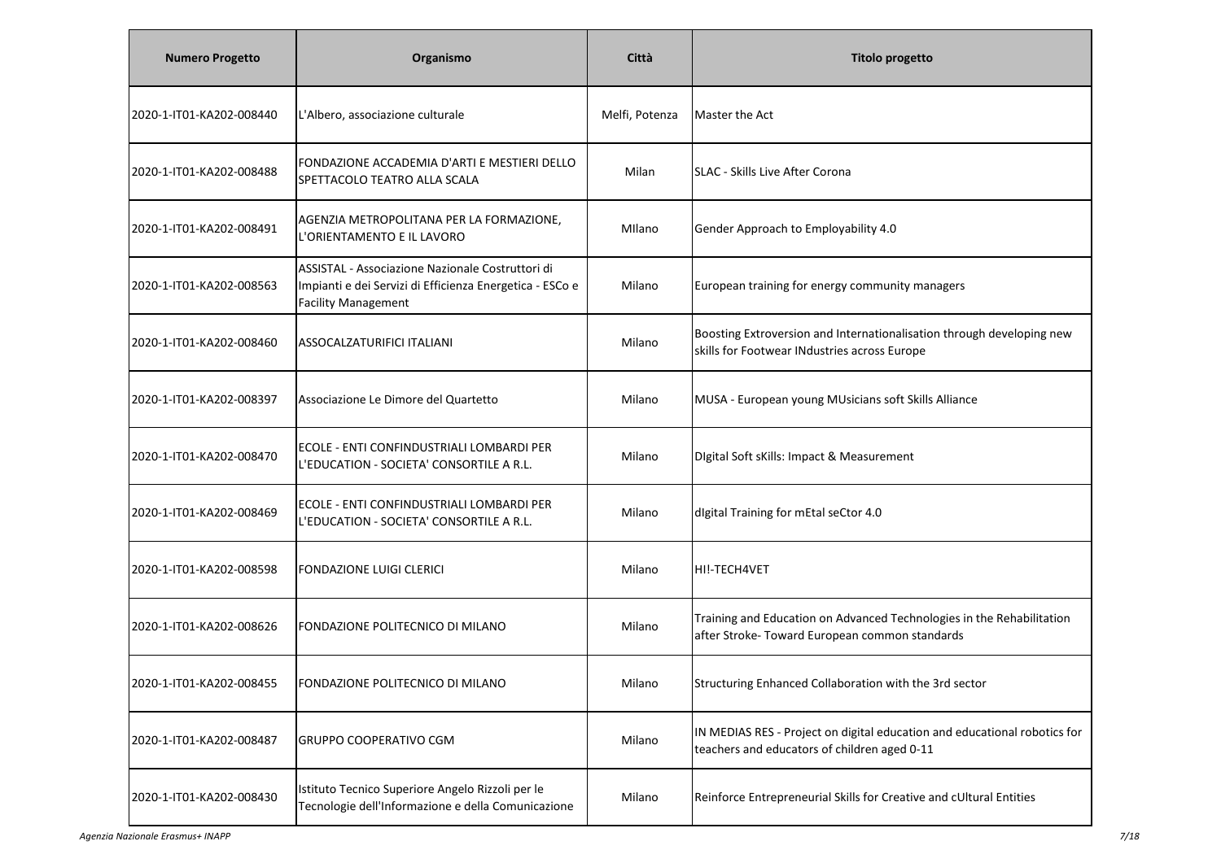| Numero Progetto | Organismo | Città | Titolo progetto |
|---|---|---|---|
| 2020-1-IT01-KA202-008440 | L'Albero, associazione culturale | Melfi, Potenza | Master the Act |
| 2020-1-IT01-KA202-008488 | FONDAZIONE ACCADEMIA D'ARTI E MESTIERI DELLO SPETTACOLO TEATRO ALLA SCALA | Milan | SLAC - Skills Live After Corona |
| 2020-1-IT01-KA202-008491 | AGENZIA METROPOLITANA PER LA FORMAZIONE, L'ORIENTAMENTO E IL LAVORO | MIlano | Gender Approach to Employability 4.0 |
| 2020-1-IT01-KA202-008563 | ASSISTAL - Associazione Nazionale Costruttori di Impianti e dei Servizi di Efficienza Energetica - ESCo e Facility Management | Milano | European training for energy community managers |
| 2020-1-IT01-KA202-008460 | ASSOCALZATURIFICI ITALIANI | Milano | Boosting Extroversion and Internationalisation through developing new skills for Footwear INdustries across Europe |
| 2020-1-IT01-KA202-008397 | Associazione Le Dimore del Quartetto | Milano | MUSA - European young MUsicians soft Skills Alliance |
| 2020-1-IT01-KA202-008470 | ECOLE - ENTI CONFINDUSTRIALI LOMBARDI PER L'EDUCATION - SOCIETA' CONSORTILE A R.L. | Milano | DIgital Soft sKills: Impact & Measurement |
| 2020-1-IT01-KA202-008469 | ECOLE - ENTI CONFINDUSTRIALI LOMBARDI PER L'EDUCATION - SOCIETA' CONSORTILE A R.L. | Milano | dIgital Training for mEtal seCtor 4.0 |
| 2020-1-IT01-KA202-008598 | FONDAZIONE LUIGI CLERICI | Milano | HI!-TECH4VET |
| 2020-1-IT01-KA202-008626 | FONDAZIONE POLITECNICO DI MILANO | Milano | Training and Education on Advanced Technologies in the Rehabilitation after Stroke- Toward European common standards |
| 2020-1-IT01-KA202-008455 | FONDAZIONE POLITECNICO DI MILANO | Milano | Structuring Enhanced Collaboration with the 3rd sector |
| 2020-1-IT01-KA202-008487 | GRUPPO COOPERATIVO CGM | Milano | IN MEDIAS RES - Project on digital education and educational robotics for teachers and educators of children aged 0-11 |
| 2020-1-IT01-KA202-008430 | Istituto Tecnico Superiore Angelo Rizzoli per le Tecnologie dell'Informazione e della Comunicazione | Milano | Reinforce Entrepreneurial Skills for Creative and cUltural Entities |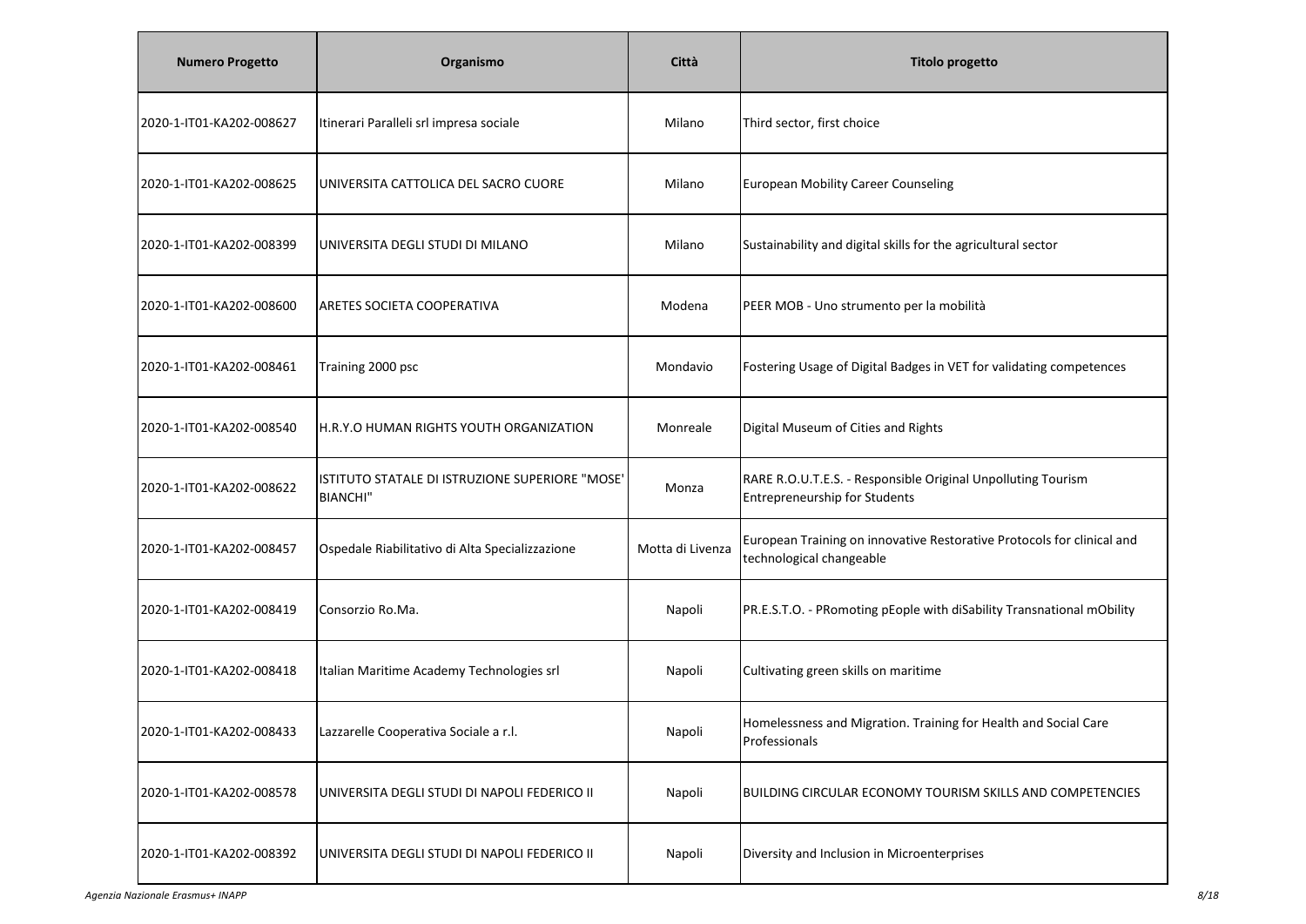| Numero Progetto | Organismo | Città | Titolo progetto |
|---|---|---|---|
| 2020-1-IT01-KA202-008627 | Itinerari Paralleli srl impresa sociale | Milano | Third sector, first choice |
| 2020-1-IT01-KA202-008625 | UNIVERSITA CATTOLICA DEL SACRO CUORE | Milano | European Mobility Career Counseling |
| 2020-1-IT01-KA202-008399 | UNIVERSITA DEGLI STUDI DI MILANO | Milano | Sustainability and digital skills for the agricultural sector |
| 2020-1-IT01-KA202-008600 | ARETES SOCIETA COOPERATIVA | Modena | PEER MOB - Uno strumento per la mobilità |
| 2020-1-IT01-KA202-008461 | Training 2000 psc | Mondavio | Fostering Usage of Digital Badges in VET for validating competences |
| 2020-1-IT01-KA202-008540 | H.R.Y.O HUMAN RIGHTS YOUTH ORGANIZATION | Monreale | Digital Museum of Cities and Rights |
| 2020-1-IT01-KA202-008622 | ISTITUTO STATALE DI ISTRUZIONE SUPERIORE "MOSE' BIANCHI" | Monza | RARE R.O.U.T.E.S. - Responsible Original Unpolluting Tourism Entrepreneurship for Students |
| 2020-1-IT01-KA202-008457 | Ospedale Riabilitativo di Alta Specializzazione | Motta di Livenza | European Training on innovative Restorative Protocols for clinical and technological changeable |
| 2020-1-IT01-KA202-008419 | Consorzio Ro.Ma. | Napoli | PR.E.S.T.O. - PRomoting pEople with diSability Transnational mObility |
| 2020-1-IT01-KA202-008418 | Italian Maritime Academy Technologies srl | Napoli | Cultivating green skills on maritime |
| 2020-1-IT01-KA202-008433 | Lazzarelle Cooperativa Sociale a r.l. | Napoli | Homelessness and Migration. Training for Health and Social Care Professionals |
| 2020-1-IT01-KA202-008578 | UNIVERSITA DEGLI STUDI DI NAPOLI FEDERICO II | Napoli | BUILDING CIRCULAR ECONOMY TOURISM SKILLS AND COMPETENCIES |
| 2020-1-IT01-KA202-008392 | UNIVERSITA DEGLI STUDI DI NAPOLI FEDERICO II | Napoli | Diversity and Inclusion in Microenterprises |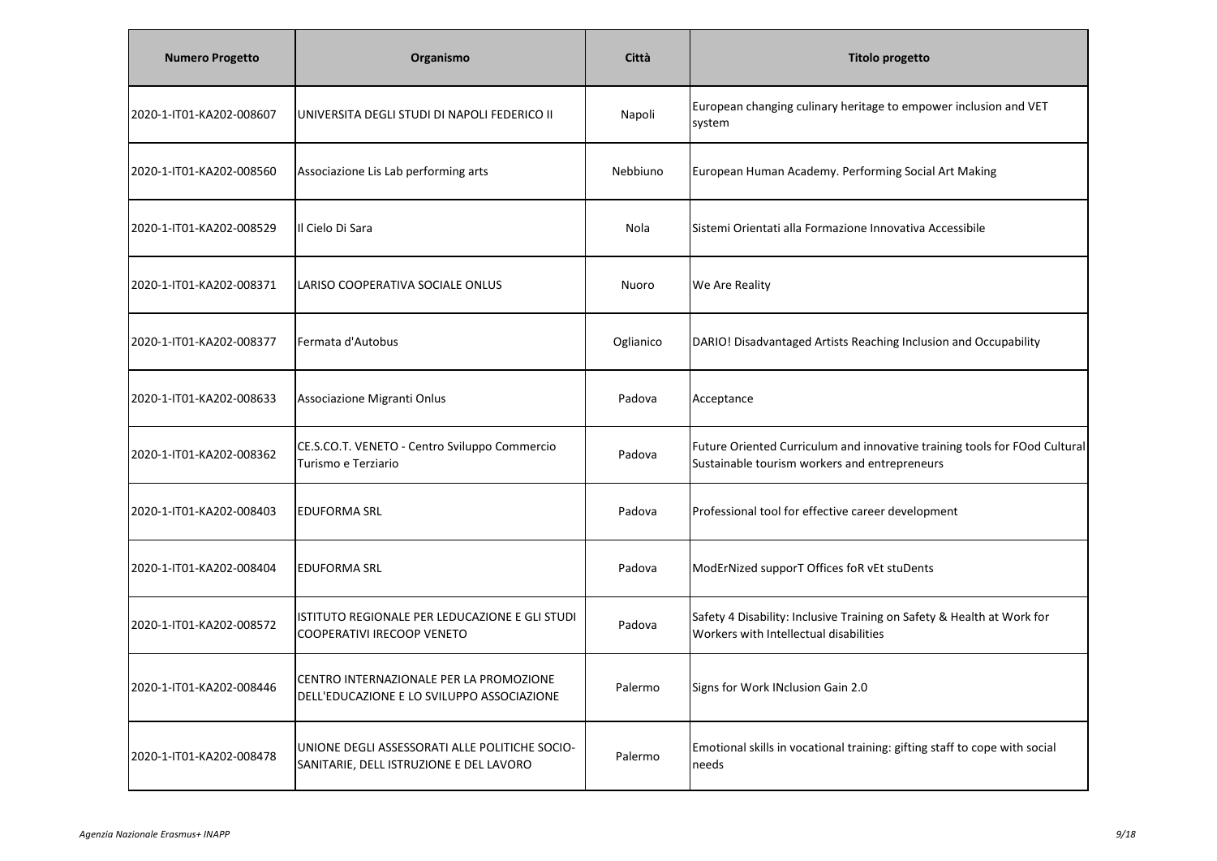| Numero Progetto | Organismo | Città | Titolo progetto |
|---|---|---|---|
| 2020-1-IT01-KA202-008607 | UNIVERSITA DEGLI STUDI DI NAPOLI FEDERICO II | Napoli | European changing culinary heritage to empower inclusion and VET system |
| 2020-1-IT01-KA202-008560 | Associazione Lis Lab performing arts | Nebbiuno | European Human Academy. Performing Social Art Making |
| 2020-1-IT01-KA202-008529 | Il Cielo Di Sara | Nola | Sistemi Orientati alla Formazione Innovativa Accessibile |
| 2020-1-IT01-KA202-008371 | LARISO COOPERATIVA SOCIALE ONLUS | Nuoro | We Are Reality |
| 2020-1-IT01-KA202-008377 | Fermata d'Autobus | Oglianico | DARIO! Disadvantaged Artists Reaching Inclusion and Occupability |
| 2020-1-IT01-KA202-008633 | Associazione Migranti Onlus | Padova | Acceptance |
| 2020-1-IT01-KA202-008362 | CE.S.CO.T. VENETO - Centro Sviluppo Commercio Turismo e Terziario | Padova | Future Oriented Curriculum and innovative training tools for FOod Cultural Sustainable tourism workers and entrepreneurs |
| 2020-1-IT01-KA202-008403 | EDUFORMA SRL | Padova | Professional tool for effective career development |
| 2020-1-IT01-KA202-008404 | EDUFORMA SRL | Padova | ModErNized supporT Offices foR vEt stuDents |
| 2020-1-IT01-KA202-008572 | ISTITUTO REGIONALE PER LEDUCAZIONE E GLI STUDI COOPERATIVI IRECOOP VENETO | Padova | Safety 4 Disability: Inclusive Training on Safety & Health at Work for Workers with Intellectual disabilities |
| 2020-1-IT01-KA202-008446 | CENTRO INTERNAZIONALE PER LA PROMOZIONE DELL'EDUCAZIONE E LO SVILUPPO ASSOCIAZIONE | Palermo | Signs for Work INclusion Gain 2.0 |
| 2020-1-IT01-KA202-008478 | UNIONE DEGLI ASSESSORATI ALLE POLITICHE SOCIO-SANITARIE, DELL ISTRUZIONE E DEL LAVORO | Palermo | Emotional skills in vocational training: gifting staff to cope with social needs |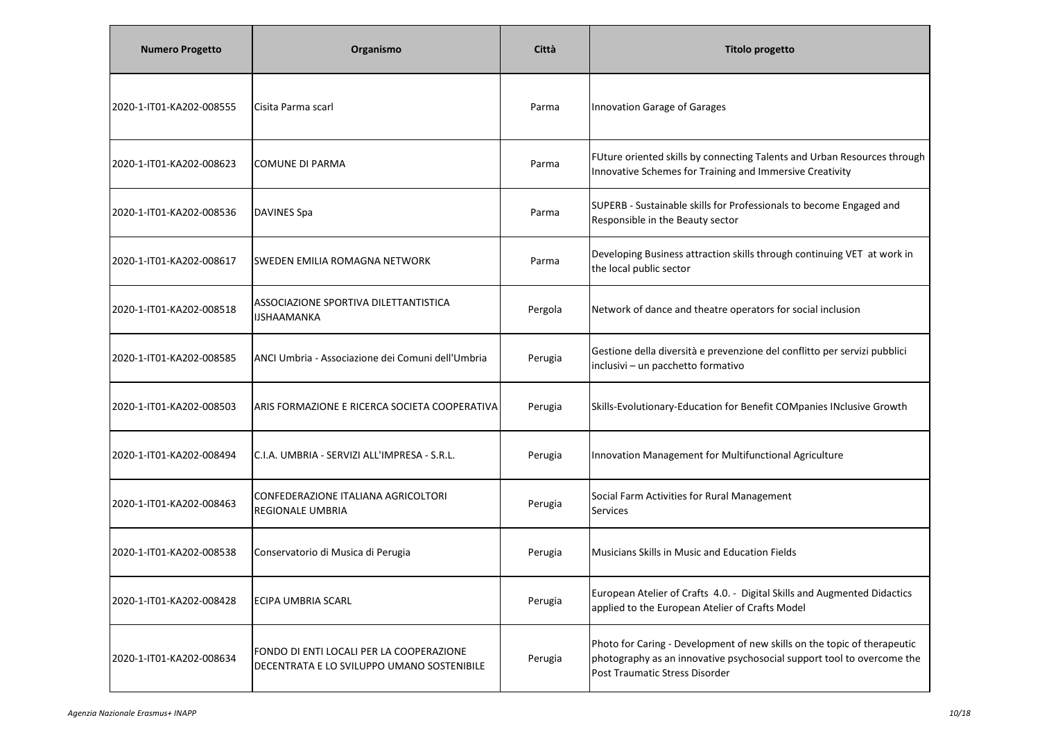| Numero Progetto | Organismo | Città | Titolo progetto |
| --- | --- | --- | --- |
| 2020-1-IT01-KA202-008555 | Cisita Parma scarl | Parma | Innovation Garage of Garages |
| 2020-1-IT01-KA202-008623 | COMUNE DI PARMA | Parma | FUture oriented skills by connecting Talents and Urban Resources through Innovative Schemes for Training and Immersive Creativity |
| 2020-1-IT01-KA202-008536 | DAVINES Spa | Parma | SUPERB - Sustainable skills for Professionals to become Engaged and Responsible in the Beauty sector |
| 2020-1-IT01-KA202-008617 | SWEDEN EMILIA ROMAGNA NETWORK | Parma | Developing Business attraction skills through continuing VET at work in the local public sector |
| 2020-1-IT01-KA202-008518 | ASSOCIAZIONE SPORTIVA DILETTANTISTICA IJSHAAMANKA | Pergola | Network of dance and theatre operators for social inclusion |
| 2020-1-IT01-KA202-008585 | ANCI Umbria - Associazione dei Comuni dell'Umbria | Perugia | Gestione della diversità e prevenzione del conflitto per servizi pubblici inclusivi – un pacchetto formativo |
| 2020-1-IT01-KA202-008503 | ARIS FORMAZIONE E RICERCA SOCIETA COOPERATIVA | Perugia | Skills-Evolutionary-Education for Benefit COMpanies INclusive Growth |
| 2020-1-IT01-KA202-008494 | C.I.A. UMBRIA - SERVIZI ALL'IMPRESA - S.R.L. | Perugia | Innovation Management for Multifunctional Agriculture |
| 2020-1-IT01-KA202-008463 | CONFEDERAZIONE ITALIANA AGRICOLTORI REGIONALE UMBRIA | Perugia | Social Farm Activities for Rural Management Services |
| 2020-1-IT01-KA202-008538 | Conservatorio di Musica di Perugia | Perugia | Musicians Skills in Music and Education Fields |
| 2020-1-IT01-KA202-008428 | ECIPA UMBRIA SCARL | Perugia | European Atelier of Crafts 4.0. - Digital Skills and Augmented Didactics applied to the European Atelier of Crafts Model |
| 2020-1-IT01-KA202-008634 | FONDO DI ENTI LOCALI PER LA COOPERAZIONE DECENTRATA E LO SVILUPPO UMANO SOSTENIBILE | Perugia | Photo for Caring - Development of new skills on the topic of therapeutic photography as an innovative psychosocial support tool to overcome the Post Traumatic Stress Disorder |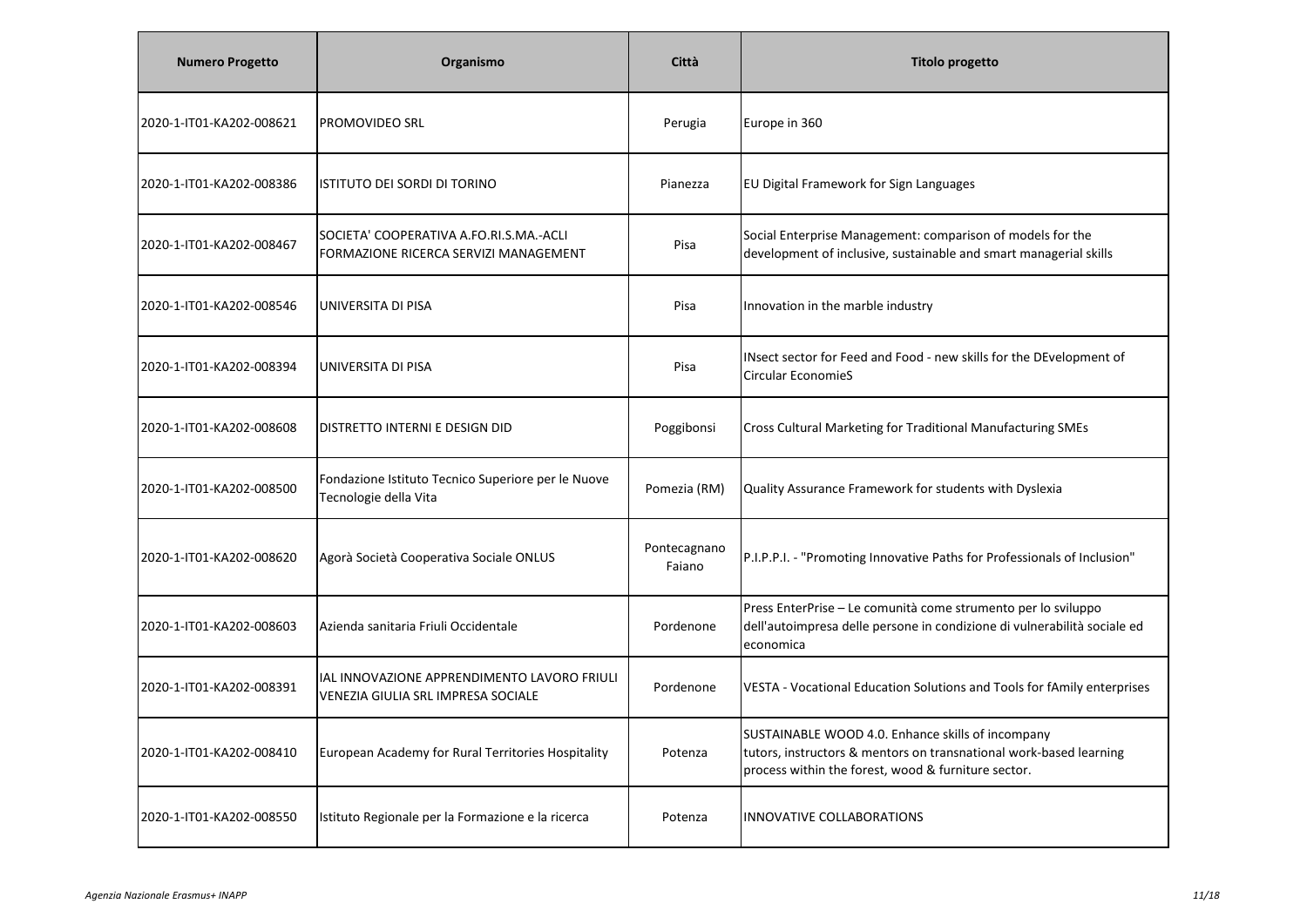| Numero Progetto | Organismo | Città | Titolo progetto |
| --- | --- | --- | --- |
| 2020-1-IT01-KA202-008621 | PROMOVIDEO SRL | Perugia | Europe in 360 |
| 2020-1-IT01-KA202-008386 | ISTITUTO DEI SORDI DI TORINO | Pianezza | EU Digital Framework for Sign Languages |
| 2020-1-IT01-KA202-008467 | SOCIETA' COOPERATIVA A.FO.RI.S.MA.-ACLI FORMAZIONE RICERCA SERVIZI MANAGEMENT | Pisa | Social Enterprise Management: comparison of models for the development of inclusive, sustainable and smart managerial skills |
| 2020-1-IT01-KA202-008546 | UNIVERSITA DI PISA | Pisa | Innovation in the marble industry |
| 2020-1-IT01-KA202-008394 | UNIVERSITA DI PISA | Pisa | INsect sector for Feed and Food - new skills for the DEvelopment of Circular EconomieS |
| 2020-1-IT01-KA202-008608 | DISTRETTO INTERNI E DESIGN DID | Poggibonsi | Cross Cultural Marketing for Traditional Manufacturing SMEs |
| 2020-1-IT01-KA202-008500 | Fondazione Istituto Tecnico Superiore per le Nuove Tecnologie della Vita | Pomezia (RM) | Quality Assurance Framework for students with Dyslexia |
| 2020-1-IT01-KA202-008620 | Agorà Società Cooperativa Sociale ONLUS | Pontecagnano Faiano | P.I.P.P.I. - "Promoting Innovative Paths for Professionals of Inclusion" |
| 2020-1-IT01-KA202-008603 | Azienda sanitaria Friuli Occidentale | Pordenone | Press EnterPrise – Le comunità come strumento per lo sviluppo dell'autoimpresa delle persone in condizione di vulnerabilità sociale ed economica |
| 2020-1-IT01-KA202-008391 | IAL INNOVAZIONE APPRENDIMENTO LAVORO FRIULI VENEZIA GIULIA SRL IMPRESA SOCIALE | Pordenone | VESTA - Vocational Education Solutions and Tools for fAmily enterprises |
| 2020-1-IT01-KA202-008410 | European Academy for Rural Territories Hospitality | Potenza | SUSTAINABLE WOOD 4.0. Enhance skills of incompany tutors, instructors & mentors on transnational work-based learning process within the forest, wood & furniture sector. |
| 2020-1-IT01-KA202-008550 | Istituto Regionale per la Formazione e la ricerca | Potenza | INNOVATIVE COLLABORATIONS |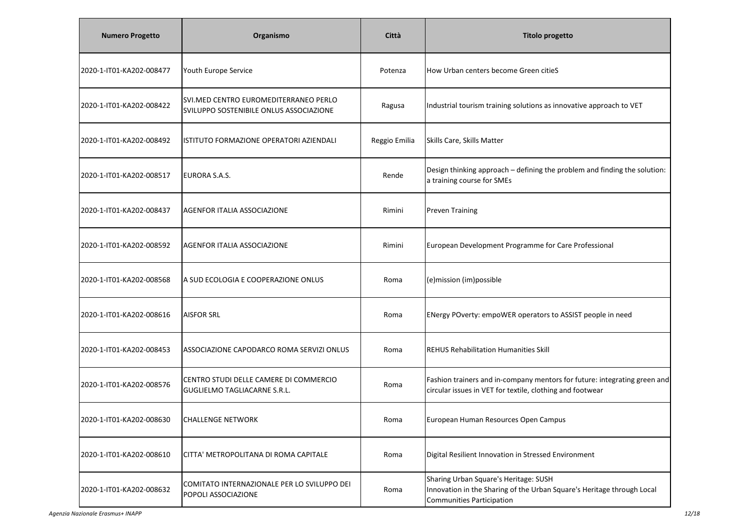| Numero Progetto | Organismo | Città | Titolo progetto |
|---|---|---|---|
| 2020-1-IT01-KA202-008477 | Youth Europe Service | Potenza | How Urban centers become Green citieS |
| 2020-1-IT01-KA202-008422 | SVI.MED CENTRO EUROMEDITERRANEO PERLO SVILUPPO SOSTENIBILE ONLUS ASSOCIAZIONE | Ragusa | Industrial tourism training solutions as innovative approach to VET |
| 2020-1-IT01-KA202-008492 | ISTITUTO FORMAZIONE OPERATORI AZIENDALI | Reggio Emilia | Skills Care, Skills Matter |
| 2020-1-IT01-KA202-008517 | EURORA S.A.S. | Rende | Design thinking approach – defining the problem and finding the solution: a training course for SMEs |
| 2020-1-IT01-KA202-008437 | AGENFOR ITALIA ASSOCIAZIONE | Rimini | Preven Training |
| 2020-1-IT01-KA202-008592 | AGENFOR ITALIA ASSOCIAZIONE | Rimini | European Development Programme for Care Professional |
| 2020-1-IT01-KA202-008568 | A SUD ECOLOGIA E COOPERAZIONE ONLUS | Roma | (e)mission (im)possible |
| 2020-1-IT01-KA202-008616 | AISFOR SRL | Roma | ENergy POverty: empoWER operators to ASSIST people in need |
| 2020-1-IT01-KA202-008453 | ASSOCIAZIONE CAPODARCO ROMA SERVIZI ONLUS | Roma | REHUS Rehabilitation Humanities Skill |
| 2020-1-IT01-KA202-008576 | CENTRO STUDI DELLE CAMERE DI COMMERCIO GUGLIELMO TAGLIACARNE S.R.L. | Roma | Fashion trainers and in-company mentors for future: integrating green and circular issues in VET for textile, clothing and footwear |
| 2020-1-IT01-KA202-008630 | CHALLENGE NETWORK | Roma | European Human Resources Open Campus |
| 2020-1-IT01-KA202-008610 | CITTA' METROPOLITANA DI ROMA CAPITALE | Roma | Digital Resilient Innovation in Stressed Environment |
| 2020-1-IT01-KA202-008632 | COMITATO INTERNAZIONALE PER LO SVILUPPO DEI POPOLI ASSOCIAZIONE | Roma | Sharing Urban Square's Heritage: SUSH Innovation in the Sharing of the Urban Square's Heritage through Local Communities Participation |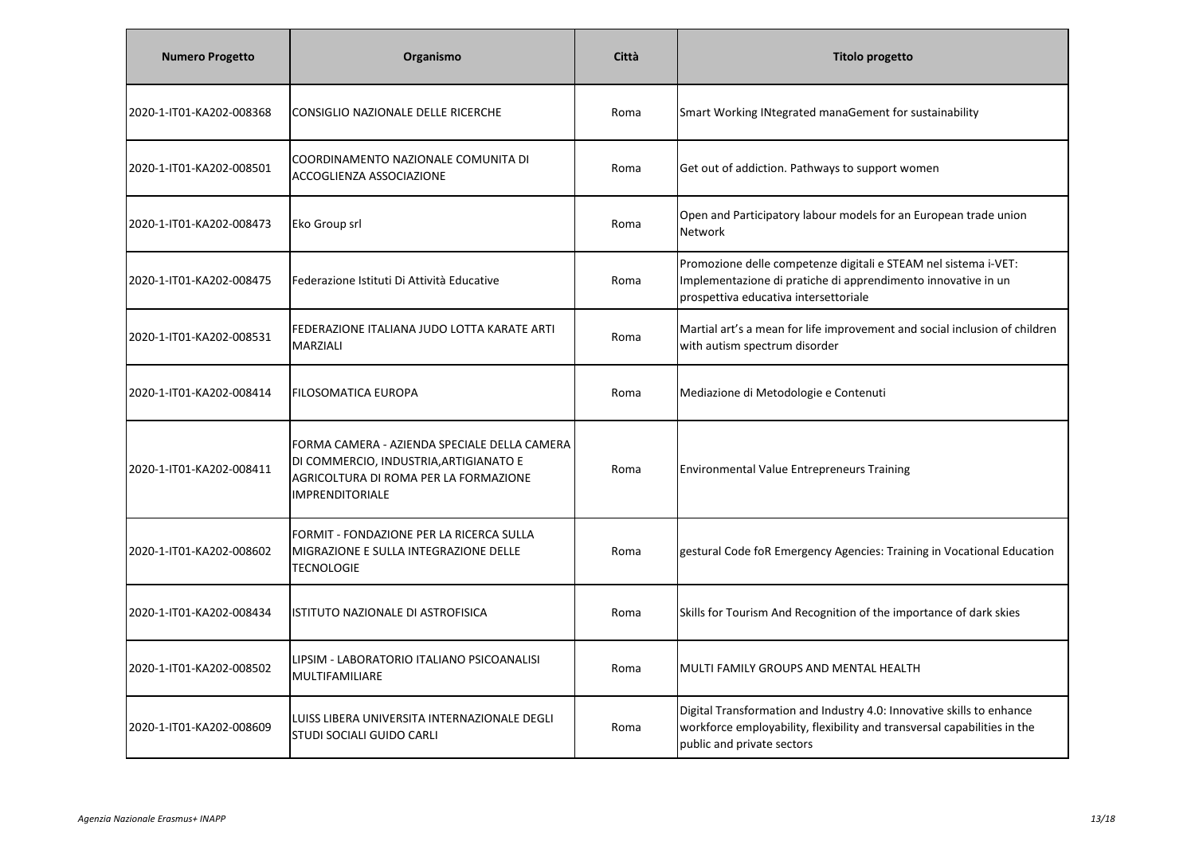| Numero Progetto | Organismo | Città | Titolo progetto |
| --- | --- | --- | --- |
| 2020-1-IT01-KA202-008368 | CONSIGLIO NAZIONALE DELLE RICERCHE | Roma | Smart Working INtegrated manaGement for sustainability |
| 2020-1-IT01-KA202-008501 | COORDINAMENTO NAZIONALE COMUNITA DI ACCOGLIENZA ASSOCIAZIONE | Roma | Get out of addiction. Pathways to support women |
| 2020-1-IT01-KA202-008473 | Eko Group srl | Roma | Open and Participatory labour models for an European trade union Network |
| 2020-1-IT01-KA202-008475 | Federazione Istituti Di Attività Educative | Roma | Promozione delle competenze digitali e STEAM nel sistema i-VET: Implementazione di pratiche di apprendimento innovative in un prospettiva educativa intersettoriale |
| 2020-1-IT01-KA202-008531 | FEDERAZIONE ITALIANA JUDO LOTTA KARATE ARTI MARZIALI | Roma | Martial art's a mean for life improvement and social inclusion of children with autism spectrum disorder |
| 2020-1-IT01-KA202-008414 | FILOSOMATICA EUROPA | Roma | Mediazione di Metodologie e Contenuti |
| 2020-1-IT01-KA202-008411 | FORMA CAMERA - AZIENDA SPECIALE DELLA CAMERA DI COMMERCIO, INDUSTRIA,ARTIGIANATO E AGRICOLTURA DI ROMA PER LA FORMAZIONE IMPRENDITORIALE | Roma | Environmental Value Entrepreneurs Training |
| 2020-1-IT01-KA202-008602 | FORMIT - FONDAZIONE PER LA RICERCA SULLA MIGRAZIONE E SULLA INTEGRAZIONE DELLE TECNOLOGIE | Roma | gestural Code foR Emergency Agencies: Training in Vocational Education |
| 2020-1-IT01-KA202-008434 | ISTITUTO NAZIONALE DI ASTROFISICA | Roma | Skills for Tourism And Recognition of the importance of dark skies |
| 2020-1-IT01-KA202-008502 | LIPSIM - LABORATORIO ITALIANO PSICOANALISI MULTIFAMILIARE | Roma | MULTI FAMILY GROUPS AND MENTAL HEALTH |
| 2020-1-IT01-KA202-008609 | LUISS LIBERA UNIVERSITA INTERNAZIONALE DEGLI STUDI SOCIALI GUIDO CARLI | Roma | Digital Transformation and Industry 4.0: Innovative skills to enhance workforce employability, flexibility and transversal capabilities in the public and private sectors |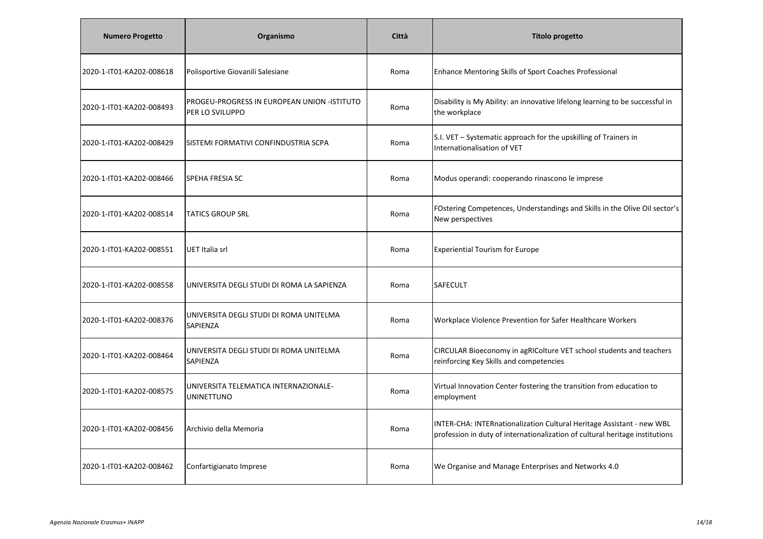| Numero Progetto | Organismo | Città | Titolo progetto |
|---|---|---|---|
| 2020-1-IT01-KA202-008618 | Polisportive Giovanili Salesiane | Roma | Enhance Mentoring Skills of Sport Coaches Professional |
| 2020-1-IT01-KA202-008493 | PROGEU-PROGRESS IN EUROPEAN UNION -ISTITUTO PER LO SVILUPPO | Roma | Disability is My Ability: an innovative lifelong learning to be successful in the workplace |
| 2020-1-IT01-KA202-008429 | SISTEMI FORMATIVI CONFINDUSTRIA SCPA | Roma | S.I. VET – Systematic approach for the upskilling of Trainers in Internationalisation of VET |
| 2020-1-IT01-KA202-008466 | SPEHA FRESIA SC | Roma | Modus operandi: cooperando rinascono le imprese |
| 2020-1-IT01-KA202-008514 | TATICS GROUP SRL | Roma | FOstering Competences, Understandings and Skills in the Olive Oil sector's New perspectives |
| 2020-1-IT01-KA202-008551 | UET Italia srl | Roma | Experiential Tourism for Europe |
| 2020-1-IT01-KA202-008558 | UNIVERSITA DEGLI STUDI DI ROMA LA SAPIENZA | Roma | SAFECULT |
| 2020-1-IT01-KA202-008376 | UNIVERSITA DEGLI STUDI DI ROMA UNITELMA SAPIENZA | Roma | Workplace Violence Prevention for Safer Healthcare Workers |
| 2020-1-IT01-KA202-008464 | UNIVERSITA DEGLI STUDI DI ROMA UNITELMA SAPIENZA | Roma | CIRCULAR Bioeconomy in agRIColture VET school students and teachers reinforcing Key Skills and competencies |
| 2020-1-IT01-KA202-008575 | UNIVERSITA TELEMATICA INTERNAZIONALE-UNINETTUNO | Roma | Virtual Innovation Center fostering the transition from education to employment |
| 2020-1-IT01-KA202-008456 | Archivio della Memoria | Roma | INTER-CHA: INTERnationalization Cultural Heritage Assistant - new WBL profession in duty of internationalization of cultural heritage institutions |
| 2020-1-IT01-KA202-008462 | Confartigianato Imprese | Roma | We Organise and Manage Enterprises and Networks 4.0 |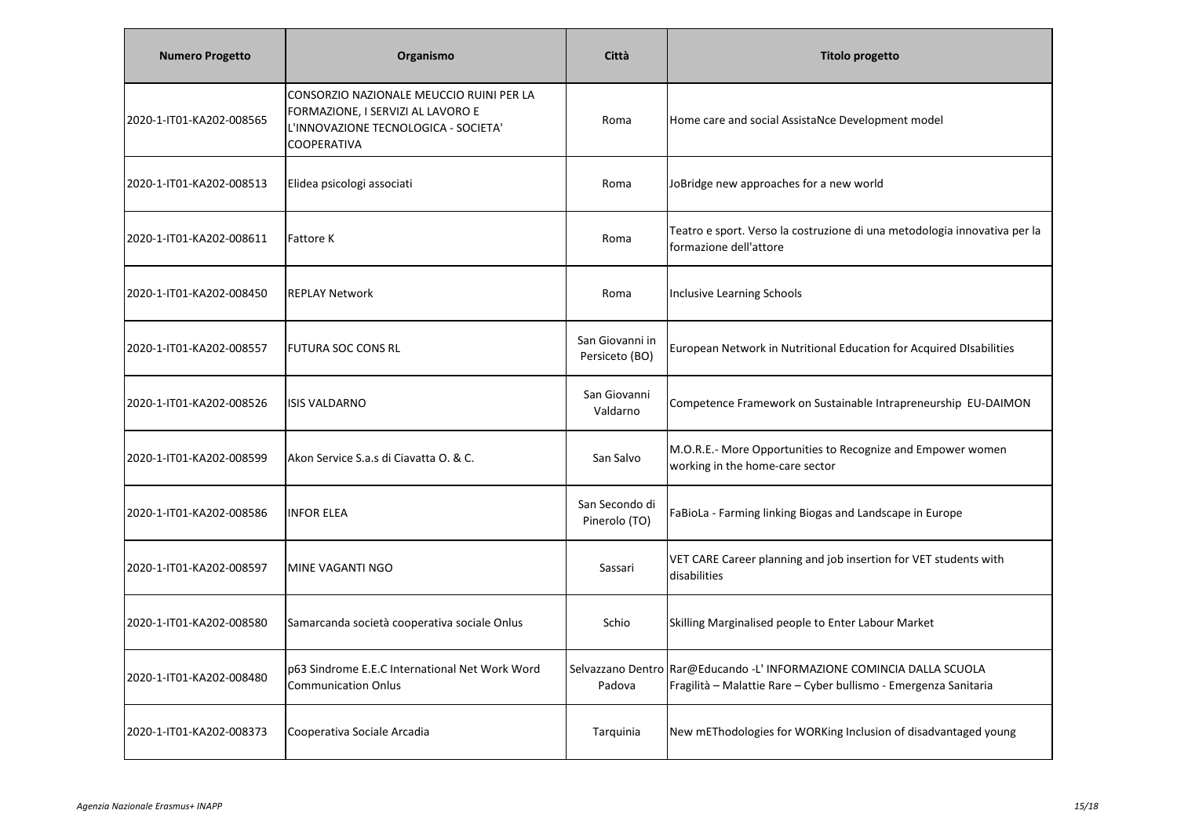| Numero Progetto | Organismo | Città | Titolo progetto |
| --- | --- | --- | --- |
| 2020-1-IT01-KA202-008565 | CONSORZIO NAZIONALE MEUCCIO RUINI PER LA FORMAZIONE, I SERVIZI AL LAVORO E L'INNOVAZIONE TECNOLOGICA - SOCIETA' COOPERATIVA | Roma | Home care and social AssistaNce Development model |
| 2020-1-IT01-KA202-008513 | Elidea psicologi associati | Roma | JoBridge new approaches for a new world |
| 2020-1-IT01-KA202-008611 | Fattore K | Roma | Teatro e sport. Verso la costruzione di una metodologia innovativa per la formazione dell'attore |
| 2020-1-IT01-KA202-008450 | REPLAY Network | Roma | Inclusive Learning Schools |
| 2020-1-IT01-KA202-008557 | FUTURA SOC CONS RL | San Giovanni in Persiceto (BO) | European Network in Nutritional Education for Acquired DIsabilities |
| 2020-1-IT01-KA202-008526 | ISIS VALDARNO | San Giovanni Valdarno | Competence Framework on Sustainable Intrapreneurship EU-DAIMON |
| 2020-1-IT01-KA202-008599 | Akon Service S.a.s di Ciavatta O. & C. | San Salvo | M.O.R.E.- More Opportunities to Recognize and Empower women working in the home-care sector |
| 2020-1-IT01-KA202-008586 | INFOR ELEA | San Secondo di Pinerolo (TO) | FaBioLa - Farming linking Biogas and Landscape in Europe |
| 2020-1-IT01-KA202-008597 | MINE VAGANTI NGO | Sassari | VET CARE Career planning and job insertion for VET students with disabilities |
| 2020-1-IT01-KA202-008580 | Samarcanda società cooperativa sociale Onlus | Schio | Skilling Marginalised people to Enter Labour Market |
| 2020-1-IT01-KA202-008480 | p63 Sindrome E.E.C International Net Work Word Communication Onlus | Selvazzano Dentro Padova | Rar@Educando -L' INFORMAZIONE COMINCIA DALLA SCUOLA Fragilità – Malattie Rare – Cyber bullismo - Emergenza Sanitaria |
| 2020-1-IT01-KA202-008373 | Cooperativa Sociale Arcadia | Tarquinia | New mEThodologies for WORKing Inclusion of disadvantaged young |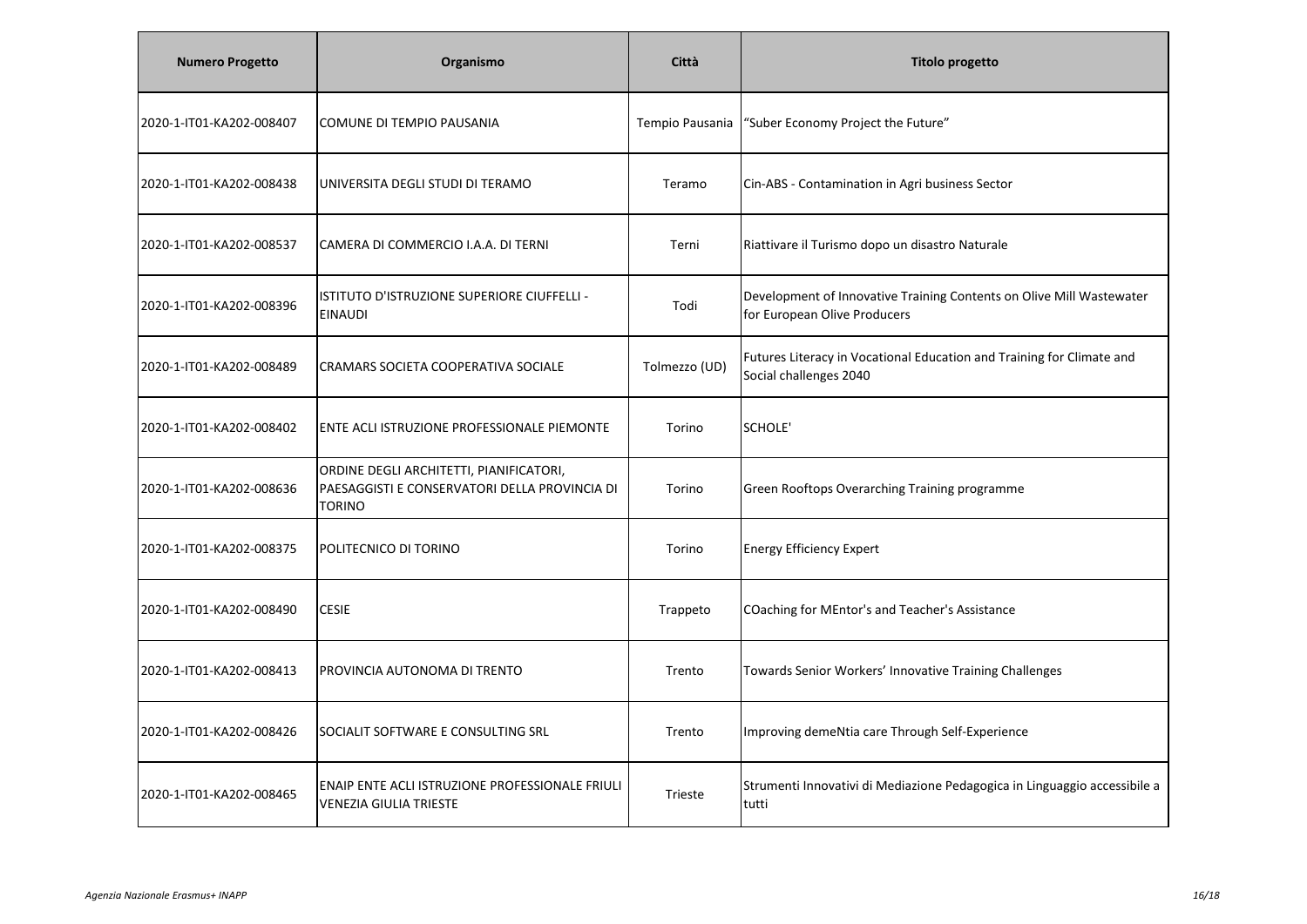| Numero Progetto | Organismo | Città | Titolo progetto |
|---|---|---|---|
| 2020-1-IT01-KA202-008407 | COMUNE DI TEMPIO PAUSANIA | Tempio Pausania | "Suber Economy Project the Future" |
| 2020-1-IT01-KA202-008438 | UNIVERSITA DEGLI STUDI DI TERAMO | Teramo | Cin-ABS - Contamination in Agri business Sector |
| 2020-1-IT01-KA202-008537 | CAMERA DI COMMERCIO I.A.A. DI TERNI | Terni | Riattivare il Turismo dopo un disastro Naturale |
| 2020-1-IT01-KA202-008396 | ISTITUTO D'ISTRUZIONE SUPERIORE CIUFFELLI - EINAUDI | Todi | Development of Innovative Training Contents on Olive Mill Wastewater for European Olive Producers |
| 2020-1-IT01-KA202-008489 | CRAMARS SOCIETA COOPERATIVA SOCIALE | Tolmezzo (UD) | Futures Literacy in Vocational Education and Training for Climate and Social challenges 2040 |
| 2020-1-IT01-KA202-008402 | ENTE ACLI ISTRUZIONE PROFESSIONALE PIEMONTE | Torino | SCHOLE' |
| 2020-1-IT01-KA202-008636 | ORDINE DEGLI ARCHITETTI, PIANIFICATORI, PAESAGGISTI E CONSERVATORI DELLA PROVINCIA DI TORINO | Torino | Green Rooftops Overarching Training programme |
| 2020-1-IT01-KA202-008375 | POLITECNICO DI TORINO | Torino | Energy Efficiency Expert |
| 2020-1-IT01-KA202-008490 | CESIE | Trappeto | COaching for MEntor's and Teacher's Assistance |
| 2020-1-IT01-KA202-008413 | PROVINCIA AUTONOMA DI TRENTO | Trento | Towards Senior Workers' Innovative Training Challenges |
| 2020-1-IT01-KA202-008426 | SOCIALIT SOFTWARE E CONSULTING SRL | Trento | Improving demeNtia care Through Self-Experience |
| 2020-1-IT01-KA202-008465 | ENAIP ENTE ACLI ISTRUZIONE PROFESSIONALE FRIULI VENEZIA GIULIA TRIESTE | Trieste | Strumenti Innovativi di Mediazione Pedagogica in Linguaggio accessibile a tutti |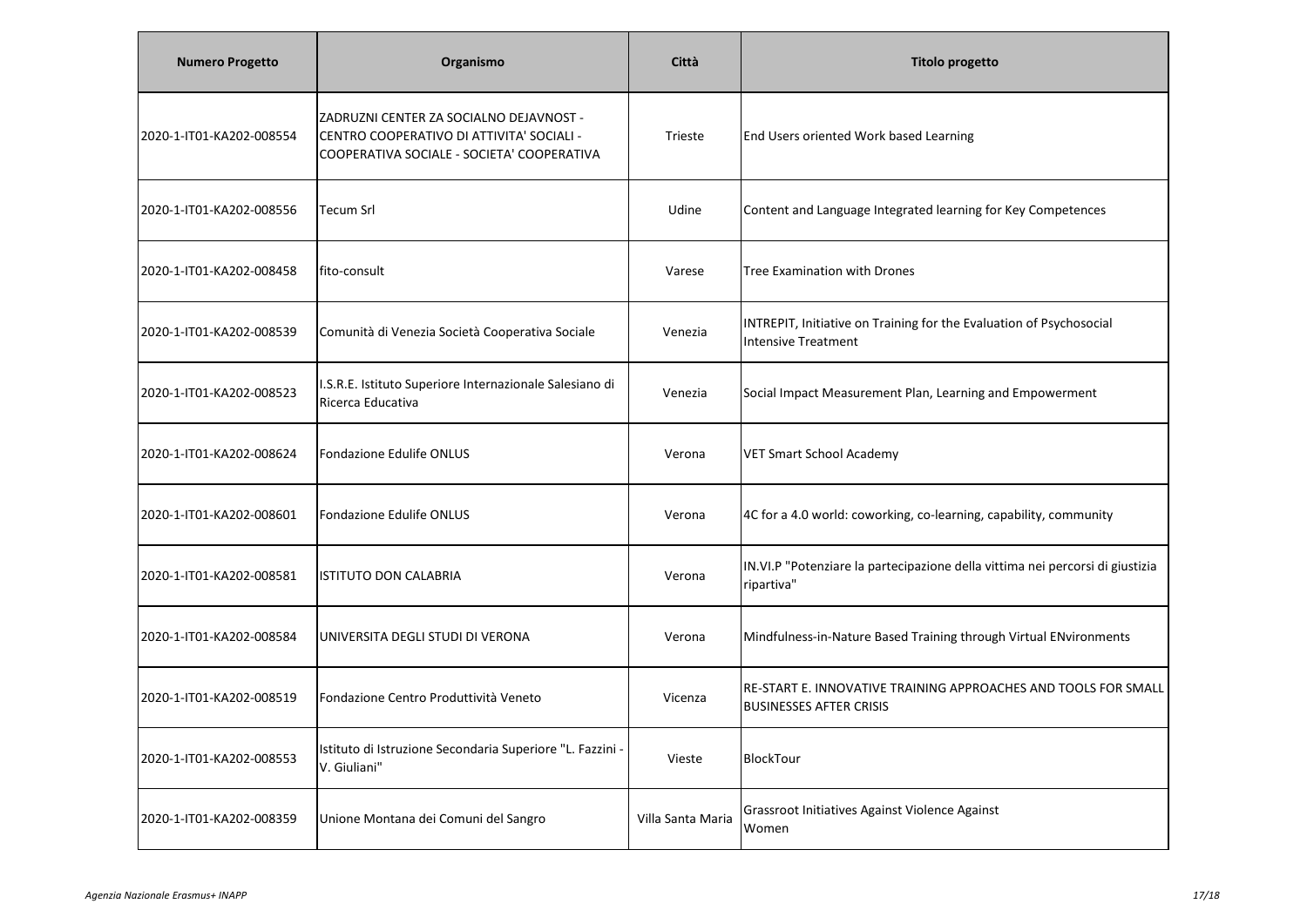| Numero Progetto | Organismo | Città | Titolo progetto |
|---|---|---|---|
| 2020-1-IT01-KA202-008554 | ZADRUZNI CENTER ZA SOCIALNO DEJAVNOST - CENTRO COOPERATIVO DI ATTIVITA' SOCIALI - COOPERATIVA SOCIALE - SOCIETA' COOPERATIVA | Trieste | End Users oriented Work based Learning |
| 2020-1-IT01-KA202-008556 | Tecum Srl | Udine | Content and Language Integrated learning for Key Competences |
| 2020-1-IT01-KA202-008458 | fito-consult | Varese | Tree Examination with Drones |
| 2020-1-IT01-KA202-008539 | Comunità di Venezia Società Cooperativa Sociale | Venezia | INTREPIT, Initiative on Training for the Evaluation of Psychosocial Intensive Treatment |
| 2020-1-IT01-KA202-008523 | I.S.R.E. Istituto Superiore Internazionale Salesiano di Ricerca Educativa | Venezia | Social Impact Measurement Plan, Learning and Empowerment |
| 2020-1-IT01-KA202-008624 | Fondazione Edulife ONLUS | Verona | VET Smart School Academy |
| 2020-1-IT01-KA202-008601 | Fondazione Edulife ONLUS | Verona | 4C for a 4.0 world: coworking, co-learning, capability, community |
| 2020-1-IT01-KA202-008581 | ISTITUTO DON CALABRIA | Verona | IN.VI.P "Potenziare la partecipazione della vittima nei percorsi di giustizia ripartiva" |
| 2020-1-IT01-KA202-008584 | UNIVERSITA DEGLI STUDI DI VERONA | Verona | Mindfulness-in-Nature Based Training through Virtual ENvironments |
| 2020-1-IT01-KA202-008519 | Fondazione Centro Produttività Veneto | Vicenza | RE-START E. INNOVATIVE TRAINING APPROACHES AND TOOLS FOR SMALL BUSINESSES AFTER CRISIS |
| 2020-1-IT01-KA202-008553 | Istituto di Istruzione Secondaria Superiore "L. Fazzini - V. Giuliani" | Vieste | BlockTour |
| 2020-1-IT01-KA202-008359 | Unione Montana dei Comuni del Sangro | Villa Santa Maria | Grassroot Initiatives Against Violence Against Women |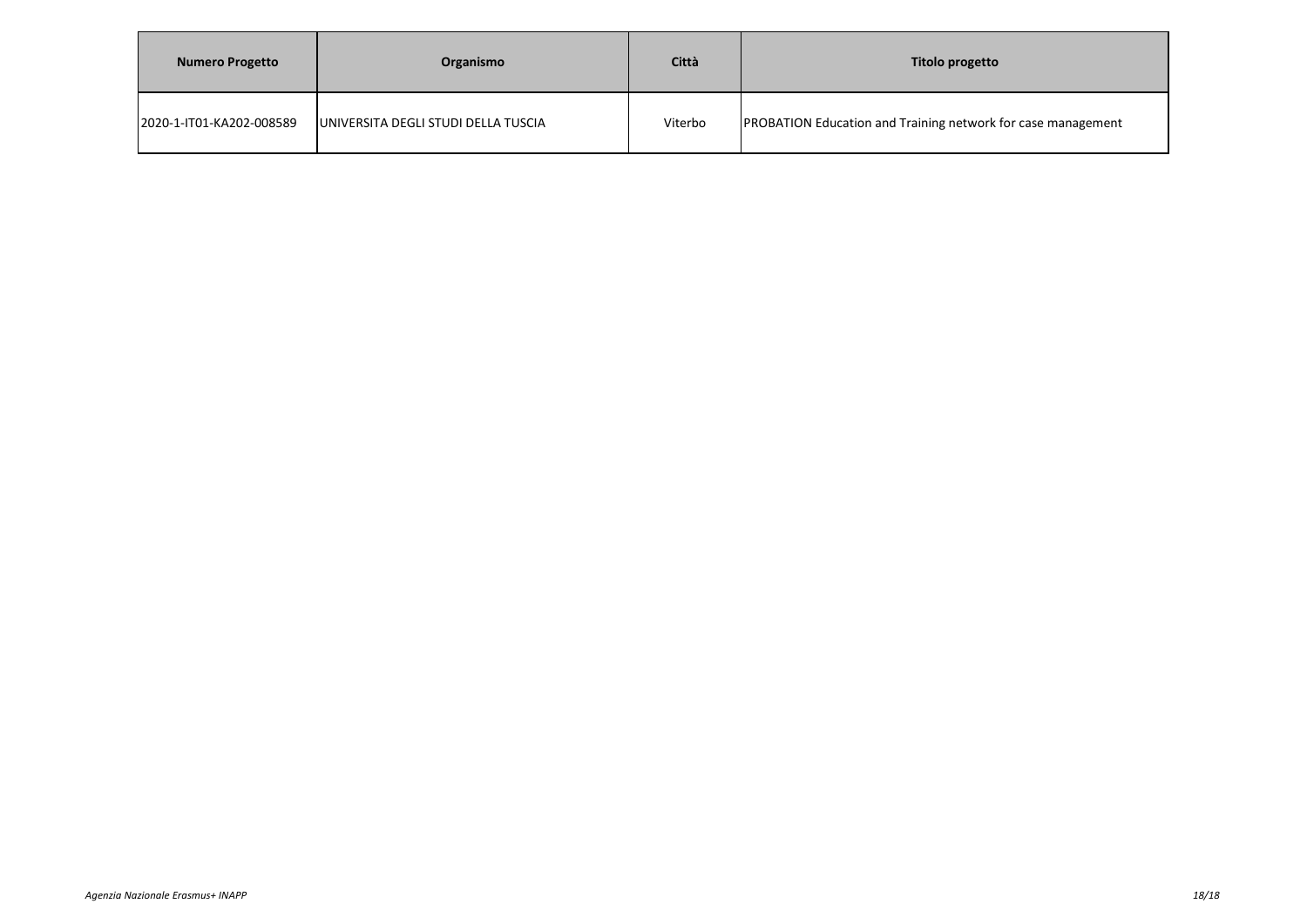| Numero Progetto | Organismo | Città | Titolo progetto |
| --- | --- | --- | --- |
| 2020-1-IT01-KA202-008589 | UNIVERSITA DEGLI STUDI DELLA TUSCIA | Viterbo | PROBATION Education and Training network for case management |